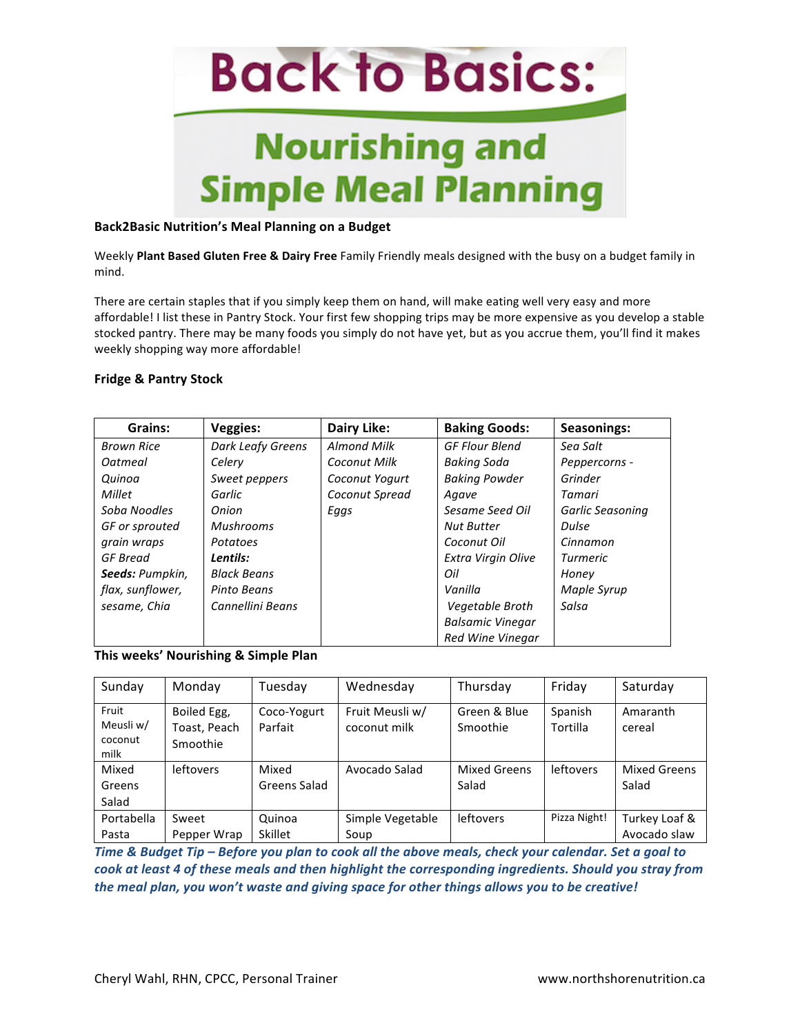# Back to Basics:

## Nourishing and Simple Meal Planning

**Back2Basic Nutrition's Meal Planning on a Budget**

Weekly **Plant Based Gluten Free & Dairy Free** Family Friendly meals designed with the busy on a budget family in mind.

There are certain staples that if you simply keep them on hand, will make eating well very easy and more affordable! I list these in Pantry Stock. Your first few shopping trips may be more expensive as you develop a stable stocked pantry. There may be many foods you simply do not have yet, but as you accrue them, you'll find it makes weekly shopping way more affordable!

**Fridge & Pantry Stock**

| **Grains:** | **Veggies:** | **Dairy Like:** | **Baking Goods:** | **Seasonings:** |
|---|---|---|---|---|
| *Brown Rice* | *Dark Leafy Greens* | *Almond Milk* | *GF Flour Blend* | *Sea Salt* |
| *Oatmeal* | *Celery* | *Coconut Milk* | *Baking Soda* | *Peppercorns - Grinder* |
| *Quinoa* | *Sweet peppers* | *Coconut Yogurt* | *Baking Powder* | *Tamari* |
| *Millet* | *Garlic* | *Coconut Spread* | *Agave* | *Garlic Seasoning* |
| *Soba Noodles* | *Onion* | *Eggs* | *Sesame Seed Oil* | *Dulse* |
| *GF or sprouted grain wraps* | *Mushrooms* | | *Nut Butter* | *Cinnamon* |
| *GF Bread* | *Potatoes* | | *Coconut Oil* | *Turmeric* |
| ***Seeds:*** *Pumpkin, flax, sunflower, sesame, Chia* | ***Lentils:*** | | *Extra Virgin Olive Oil* | *Honey* |
| | *Black Beans* | | *Vanilla* | *Maple Syrup* |
| | *Pinto Beans* | | *Vegetable Broth* | *Salsa* |
| | *Cannellini Beans* | | *Balsamic Vinegar* | |
| | | | *Red Wine Vinegar* | |

**This weeks' Nourishing & Simple Plan**

| Sunday | Monday | Tuesday | Wednesday | Thursday | Friday | Saturday |
|---|---|---|---|---|---|---|
| Fruit Meusli w/ coconut milk | Boiled Egg, Toast, Peach Smoothie | Coco-Yogurt Parfait | Fruit Meusli w/ coconut milk | Green & Blue Smoothie | Spanish Tortilla | Amaranth cereal |
| Mixed Greens Salad | leftovers | Mixed Greens Salad | Avocado Salad | Mixed Greens Salad | leftovers | Mixed Greens Salad |
| Portabella Pasta | Sweet Pepper Wrap | Quinoa Skillet | Simple Vegetable Soup | leftovers | Pizza Night! | Turkey Loaf & Avocado slaw |

***Time & Budget Tip – Before you plan to cook all the above meals, check your calendar. Set a goal to cook at least 4 of these meals and then highlight the corresponding ingredients. Should you stray from the meal plan, you won't waste and giving space for other things allows you to be creative!***

Cheryl Wahl, RHN, CPCC, Personal Trainer www.northshorenutrition.ca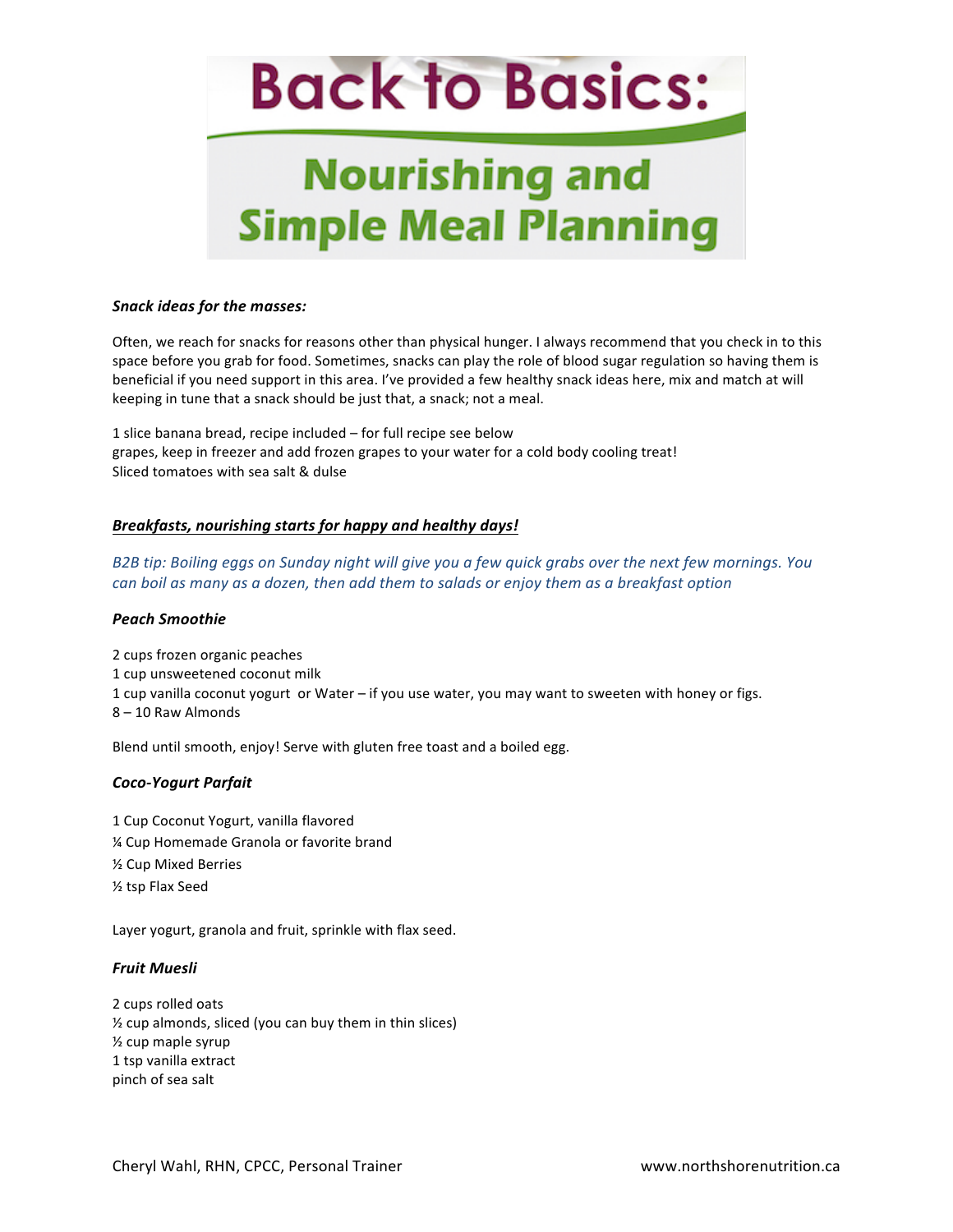# Back to Basics:

## Nourishing and Simple Meal Planning

***Snack ideas for the masses:***

Often, we reach for snacks for reasons other than physical hunger. I always recommend that you check in to this space before you grab for food. Sometimes, snacks can play the role of blood sugar regulation so having them is beneficial if you need support in this area. I've provided a few healthy snack ideas here, mix and match at will keeping in tune that a snack should be just that, a snack; not a meal.

1 slice banana bread, recipe included – for full recipe see below
grapes, keep in freezer and add frozen grapes to your water for a cold body cooling treat!
Sliced tomatoes with sea salt & dulse

***<u>Breakfasts, nourishing starts for happy and healthy days!</u>***

*B2B tip: Boiling eggs on Sunday night will give you a few quick grabs over the next few mornings. You can boil as many as a dozen, then add them to salads or enjoy them as a breakfast option*

***Peach Smoothie***

2 cups frozen organic peaches
1 cup unsweetened coconut milk
1 cup vanilla coconut yogurt or Water – if you use water, you may want to sweeten with honey or figs.
8 – 10 Raw Almonds

Blend until smooth, enjoy! Serve with gluten free toast and a boiled egg.

***Coco-Yogurt Parfait***

1 Cup Coconut Yogurt, vanilla flavored
¼ Cup Homemade Granola or favorite brand
½ Cup Mixed Berries
½ tsp Flax Seed

Layer yogurt, granola and fruit, sprinkle with flax seed.

***Fruit Muesli***

2 cups rolled oats
½ cup almonds, sliced (you can buy them in thin slices)
½ cup maple syrup
1 tsp vanilla extract
pinch of sea salt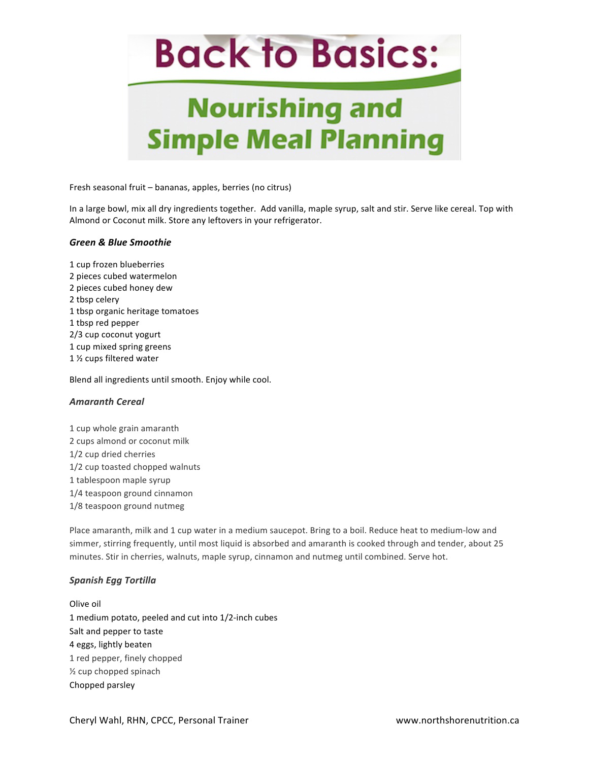# Back to Basics:

## Nourishing and Simple Meal Planning

Fresh seasonal fruit – bananas, apples, berries (no citrus)

In a large bowl, mix all dry ingredients together. Add vanilla, maple syrup, salt and stir. Serve like cereal. Top with Almond or Coconut milk. Store any leftovers in your refrigerator.

### *Green & Blue Smoothie*

1 cup frozen blueberries
2 pieces cubed watermelon
2 pieces cubed honey dew
2 tbsp celery
1 tbsp organic heritage tomatoes
1 tbsp red pepper
2/3 cup coconut yogurt
1 cup mixed spring greens
1 ½ cups filtered water

Blend all ingredients until smooth. Enjoy while cool.

### *Amaranth Cereal*

1 cup whole grain amaranth
2 cups almond or coconut milk
1/2 cup dried cherries
1/2 cup toasted chopped walnuts
1 tablespoon maple syrup
1/4 teaspoon ground cinnamon
1/8 teaspoon ground nutmeg

Place amaranth, milk and 1 cup water in a medium saucepot. Bring to a boil. Reduce heat to medium-low and simmer, stirring frequently, until most liquid is absorbed and amaranth is cooked through and tender, about 25 minutes. Stir in cherries, walnuts, maple syrup, cinnamon and nutmeg until combined. Serve hot.

### *Spanish Egg Tortilla*

Olive oil
1 medium potato, peeled and cut into 1/2-inch cubes
Salt and pepper to taste
4 eggs, lightly beaten
1 red pepper, finely chopped
½ cup chopped spinach
Chopped parsley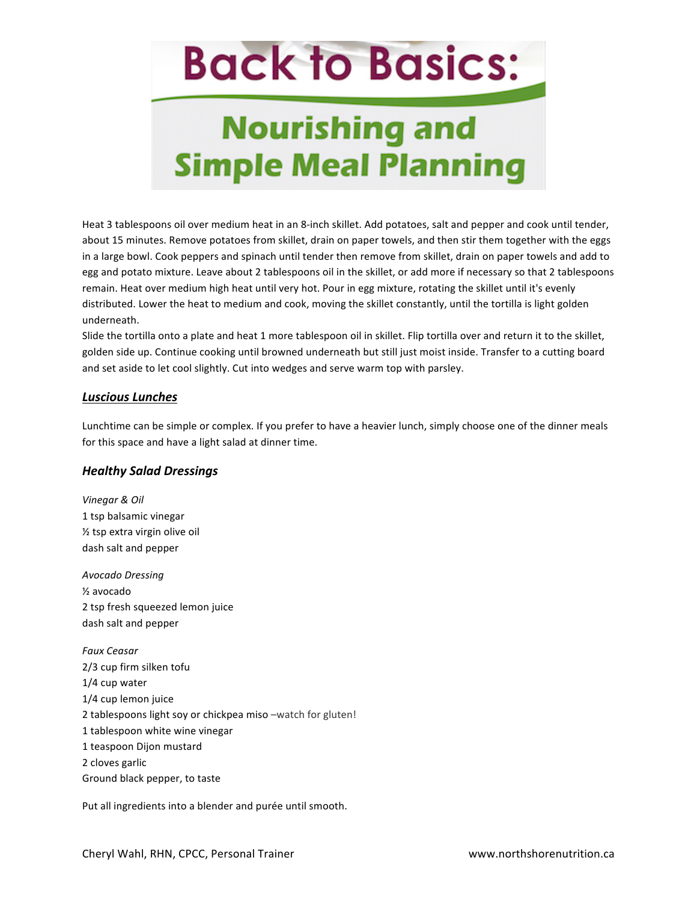# Back to Basics:

## Nourishing and Simple Meal Planning

Heat 3 tablespoons oil over medium heat in an 8-inch skillet. Add potatoes, salt and pepper and cook until tender, about 15 minutes. Remove potatoes from skillet, drain on paper towels, and then stir them together with the eggs in a large bowl. Cook peppers and spinach until tender then remove from skillet, drain on paper towels and add to egg and potato mixture. Leave about 2 tablespoons oil in the skillet, or add more if necessary so that 2 tablespoons remain. Heat over medium high heat until very hot. Pour in egg mixture, rotating the skillet until it's evenly distributed. Lower the heat to medium and cook, moving the skillet constantly, until the tortilla is light golden underneath.
Slide the tortilla onto a plate and heat 1 more tablespoon oil in skillet. Flip tortilla over and return it to the skillet, golden side up. Continue cooking until browned underneath but still just moist inside. Transfer to a cutting board and set aside to let cool slightly. Cut into wedges and serve warm top with parsley.

### ***Luscious Lunches***

Lunchtime can be simple or complex. If you prefer to have a heavier lunch, simply choose one of the dinner meals for this space and have a light salad at dinner time.

### *Healthy Salad Dressings*

*Vinegar & Oil*
1 tsp balsamic vinegar
½ tsp extra virgin olive oil
dash salt and pepper

*Avocado Dressing*
½ avocado
2 tsp fresh squeezed lemon juice
dash salt and pepper

*Faux Ceasar*
2/3 cup firm silken tofu
1/4 cup water
1/4 cup lemon juice
2 tablespoons light soy or chickpea miso –watch for gluten!
1 tablespoon white wine vinegar
1 teaspoon Dijon mustard
2 cloves garlic
Ground black pepper, to taste

Put all ingredients into a blender and purée until smooth.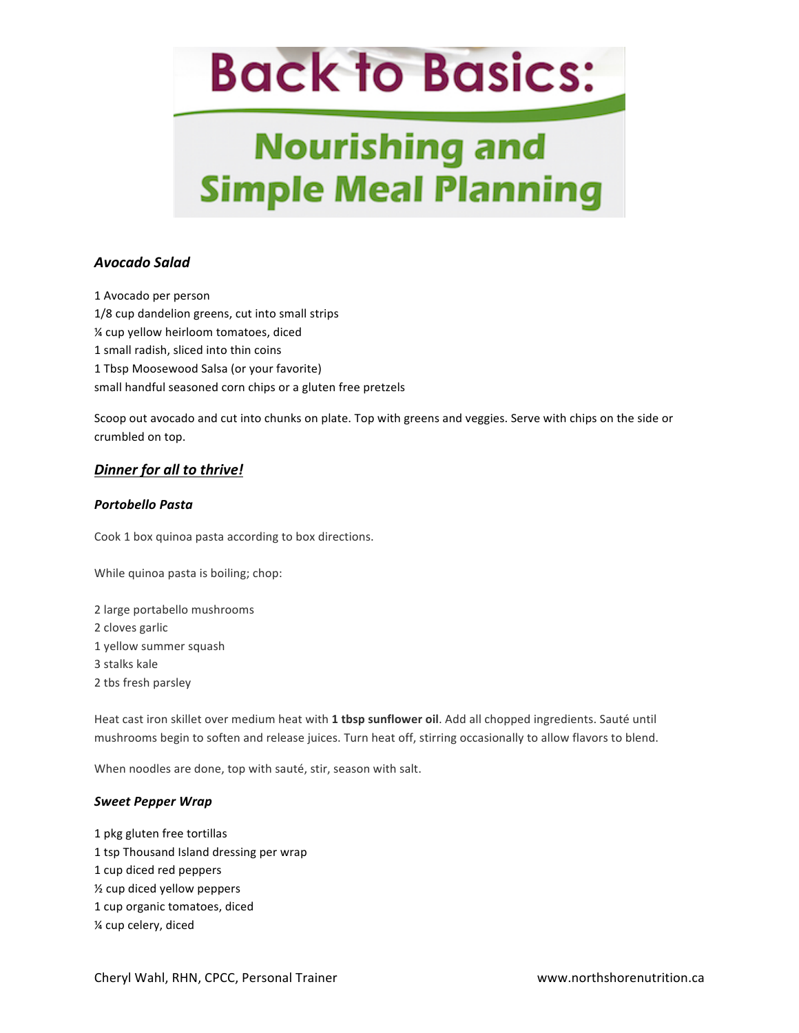# Back to Basics:

## Nourishing and Simple Meal Planning

### *Avocado Salad*

1 Avocado per person
1/8 cup dandelion greens, cut into small strips
¼ cup yellow heirloom tomatoes, diced
1 small radish, sliced into thin coins
1 Tbsp Moosewood Salsa (or your favorite)
small handful seasoned corn chips or a gluten free pretzels

Scoop out avocado and cut into chunks on plate. Top with greens and veggies. Serve with chips on the side or crumbled on top.

### ***Dinner for all to thrive!***

#### ***Portobello Pasta***

Cook 1 box quinoa pasta according to box directions.

While quinoa pasta is boiling; chop:

2 large portabello mushrooms
2 cloves garlic
1 yellow summer squash
3 stalks kale
2 tbs fresh parsley

Heat cast iron skillet over medium heat with **1 tbsp sunflower oil**. Add all chopped ingredients. Sauté until mushrooms begin to soften and release juices. Turn heat off, stirring occasionally to allow flavors to blend.

When noodles are done, top with sauté, stir, season with salt.

#### ***Sweet Pepper Wrap***

1 pkg gluten free tortillas
1 tsp Thousand Island dressing per wrap
1 cup diced red peppers
½ cup diced yellow peppers
1 cup organic tomatoes, diced
¼ cup celery, diced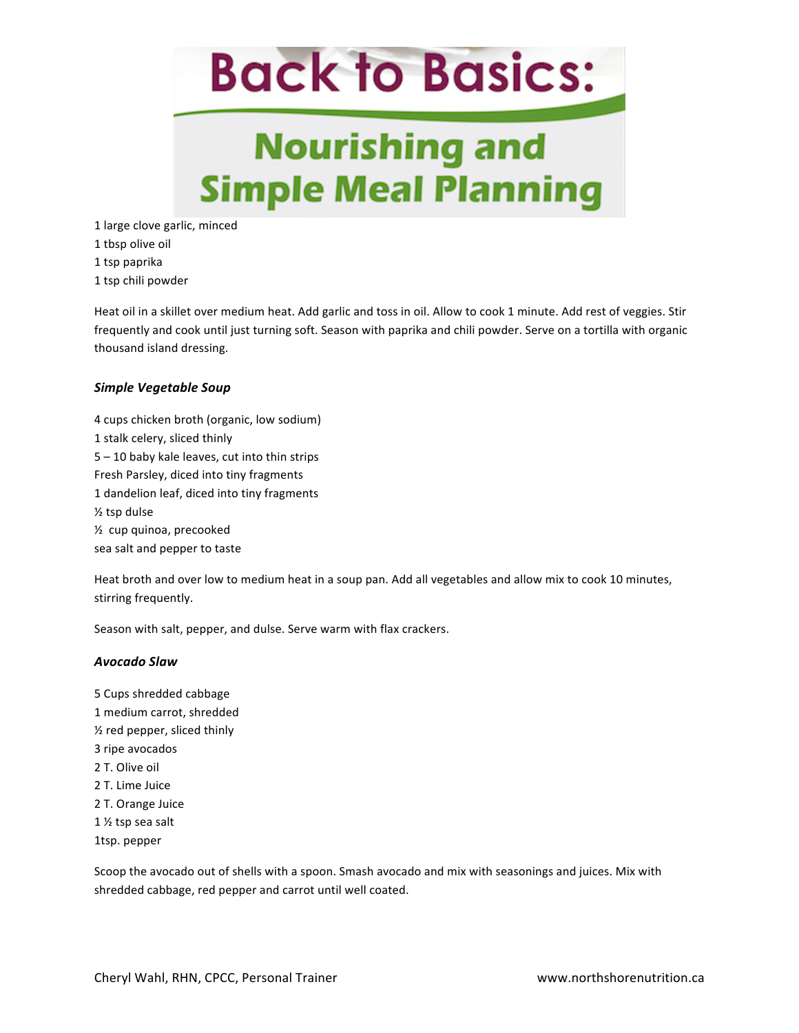1 large clove garlic, minced
1 tbsp olive oil
1 tsp paprika
1 tsp chili powder

Heat oil in a skillet over medium heat. Add garlic and toss in oil. Allow to cook 1 minute. Add rest of veggies. Stir frequently and cook until just turning soft. Season with paprika and chili powder. Serve on a tortilla with organic thousand island dressing.

***Simple Vegetable Soup***

4 cups chicken broth (organic, low sodium)
1 stalk celery, sliced thinly
5 – 10 baby kale leaves, cut into thin strips
Fresh Parsley, diced into tiny fragments
1 dandelion leaf, diced into tiny fragments
½ tsp dulse
½ cup quinoa, precooked
sea salt and pepper to taste

Heat broth and over low to medium heat in a soup pan. Add all vegetables and allow mix to cook 10 minutes, stirring frequently.

Season with salt, pepper, and dulse. Serve warm with flax crackers.

***Avocado Slaw***

5 Cups shredded cabbage
1 medium carrot, shredded
½ red pepper, sliced thinly
3 ripe avocados
2 T. Olive oil
2 T. Lime Juice
2 T. Orange Juice
1 ½ tsp sea salt
1tsp. pepper

Scoop the avocado out of shells with a spoon. Smash avocado and mix with seasonings and juices. Mix with shredded cabbage, red pepper and carrot until well coated.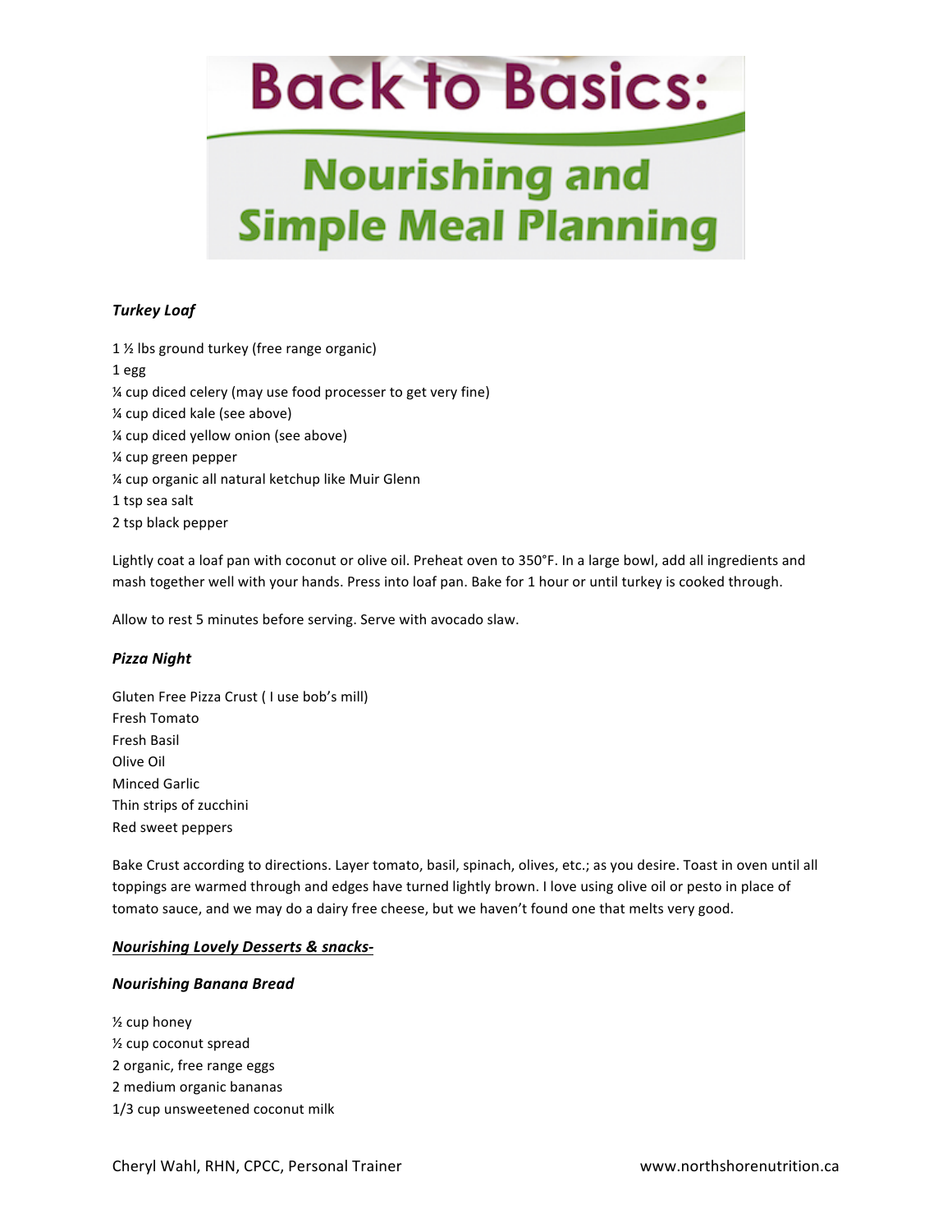# Back to Basics:

## Nourishing and Simple Meal Planning

***Turkey Loaf***

1 ½ lbs ground turkey (free range organic)
1 egg
¼ cup diced celery (may use food processer to get very fine)
¼ cup diced kale (see above)
¼ cup diced yellow onion (see above)
¼ cup green pepper
¼ cup organic all natural ketchup like Muir Glenn
1 tsp sea salt
2 tsp black pepper

Lightly coat a loaf pan with coconut or olive oil. Preheat oven to 350°F. In a large bowl, add all ingredients and mash together well with your hands. Press into loaf pan. Bake for 1 hour or until turkey is cooked through.

Allow to rest 5 minutes before serving. Serve with avocado slaw.

***Pizza Night***

Gluten Free Pizza Crust ( I use bob's mill)
Fresh Tomato
Fresh Basil
Olive Oil
Minced Garlic
Thin strips of zucchini
Red sweet peppers

Bake Crust according to directions. Layer tomato, basil, spinach, olives, etc.; as you desire. Toast in oven until all toppings are warmed through and edges have turned lightly brown. I love using olive oil or pesto in place of tomato sauce, and we may do a dairy free cheese, but we haven't found one that melts very good.

***<u>Nourishing Lovely Desserts & snacks-</u>***

***Nourishing Banana Bread***

½ cup honey
½ cup coconut spread
2 organic, free range eggs
2 medium organic bananas
1/3 cup unsweetened coconut milk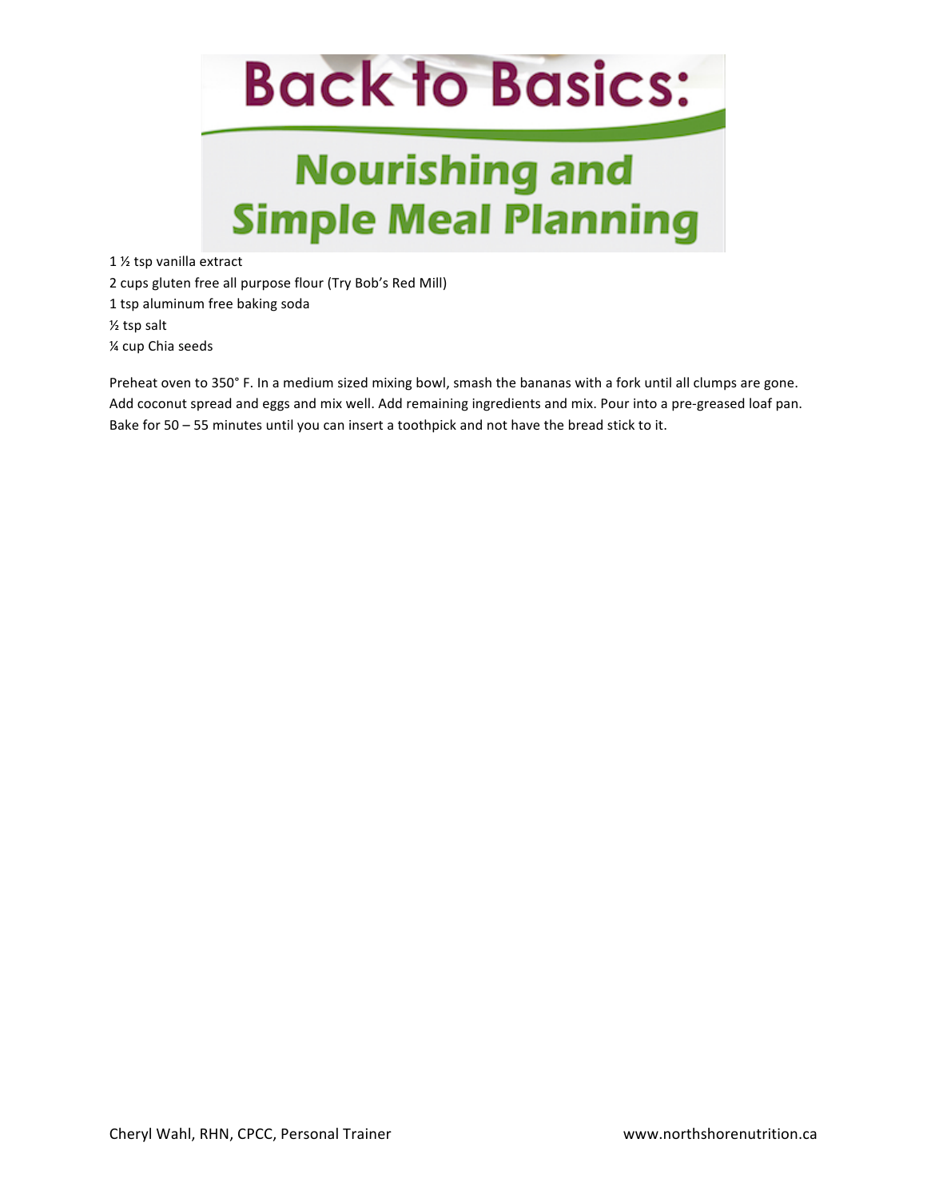1 ½ tsp vanilla extract
2 cups gluten free all purpose flour (Try Bob's Red Mill)
1 tsp aluminum free baking soda
½ tsp salt
¼ cup Chia seeds

Preheat oven to 350° F. In a medium sized mixing bowl, smash the bananas with a fork until all clumps are gone. Add coconut spread and eggs and mix well. Add remaining ingredients and mix. Pour into a pre-greased loaf pan. Bake for 50 – 55 minutes until you can insert a toothpick and not have the bread stick to it.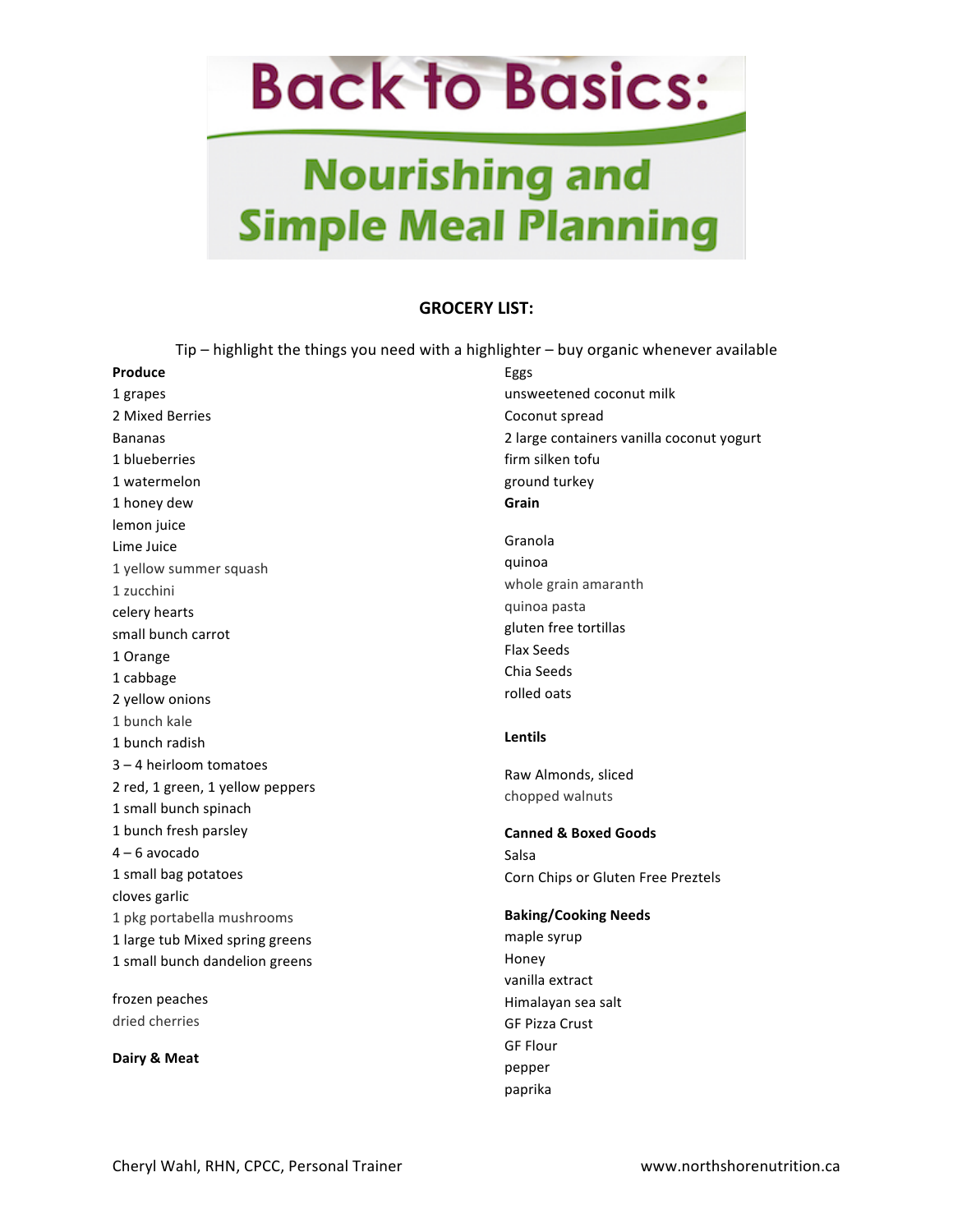# Back to Basics:

## Nourishing and Simple Meal Planning

### GROCERY LIST:

Tip – highlight the things you need with a highlighter – buy organic whenever available

**Produce**

1 grapes
2 Mixed Berries
Bananas
1 blueberries
1 watermelon
1 honey dew
lemon juice
Lime Juice
1 yellow summer squash
1 zucchini
celery hearts
small bunch carrot
1 Orange
1 cabbage
2 yellow onions
1 bunch kale
1 bunch radish
3 – 4 heirloom tomatoes
2 red, 1 green, 1 yellow peppers
1 small bunch spinach
1 bunch fresh parsley
4 – 6 avocado
1 small bag potatoes
cloves garlic
1 pkg portabella mushrooms
1 large tub Mixed spring greens
1 small bunch dandelion greens

frozen peaches
dried cherries

**Dairy & Meat**

Eggs
unsweetened coconut milk
Coconut spread
2 large containers vanilla coconut yogurt
firm silken tofu
ground turkey

**Grain**

Granola
quinoa
whole grain amaranth
quinoa pasta
gluten free tortillas
Flax Seeds
Chia Seeds
rolled oats

**Lentils**

Raw Almonds, sliced
chopped walnuts

**Canned & Boxed Goods**

Salsa
Corn Chips or Gluten Free Preztels

**Baking/Cooking Needs**

maple syrup
Honey
vanilla extract
Himalayan sea salt
GF Pizza Crust
GF Flour
pepper
paprika

Cheryl Wahl, RHN, CPCC, Personal Trainer — www.northshorenutrition.ca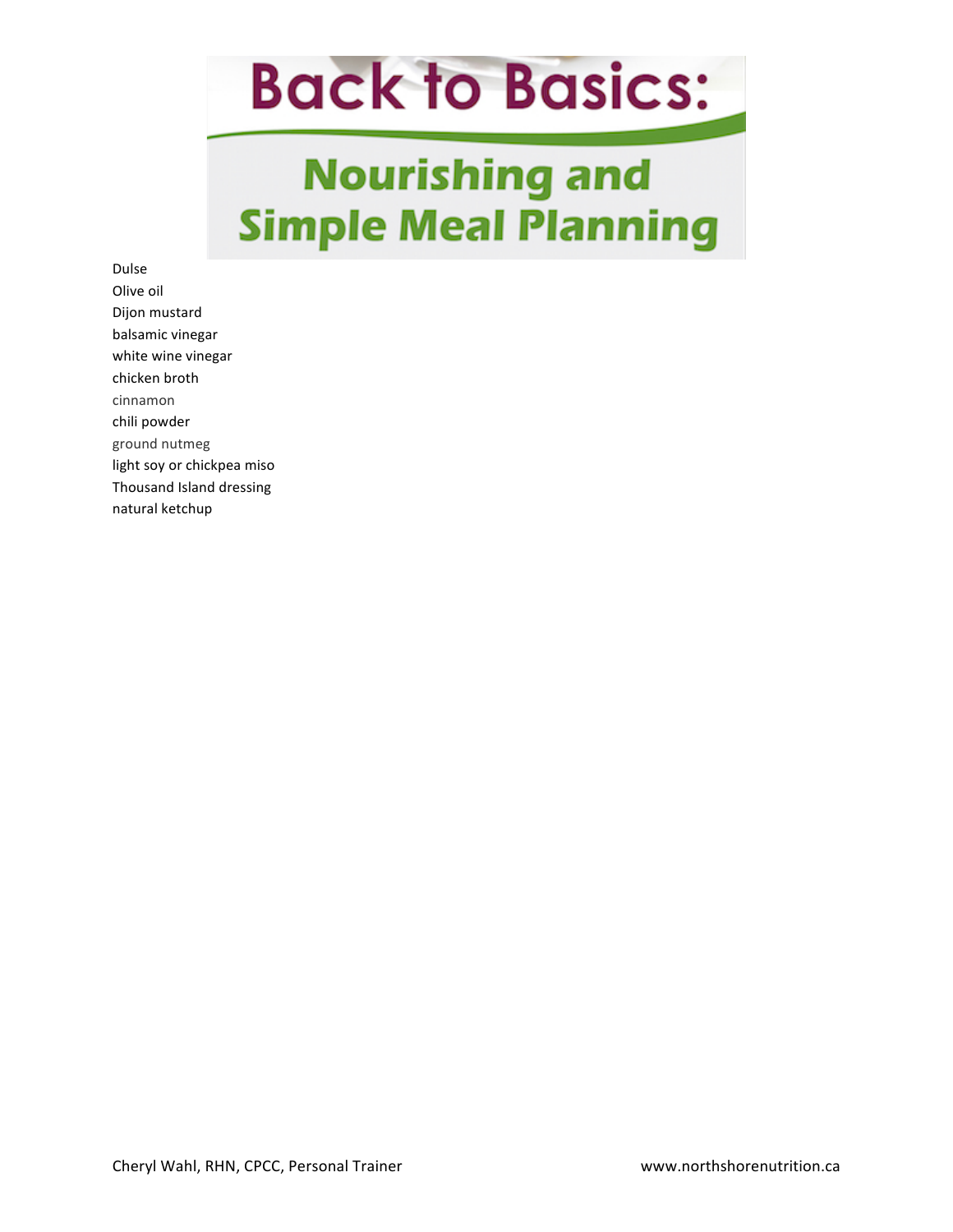# Back to Basics:

## Nourishing and Simple Meal Planning

Dulse
Olive oil
Dijon mustard
balsamic vinegar
white wine vinegar
chicken broth
cinnamon
chili powder
ground nutmeg
light soy or chickpea miso
Thousand Island dressing
natural ketchup

Cheryl Wahl, RHN, CPCC, Personal Trainer www.northshorenutrition.ca